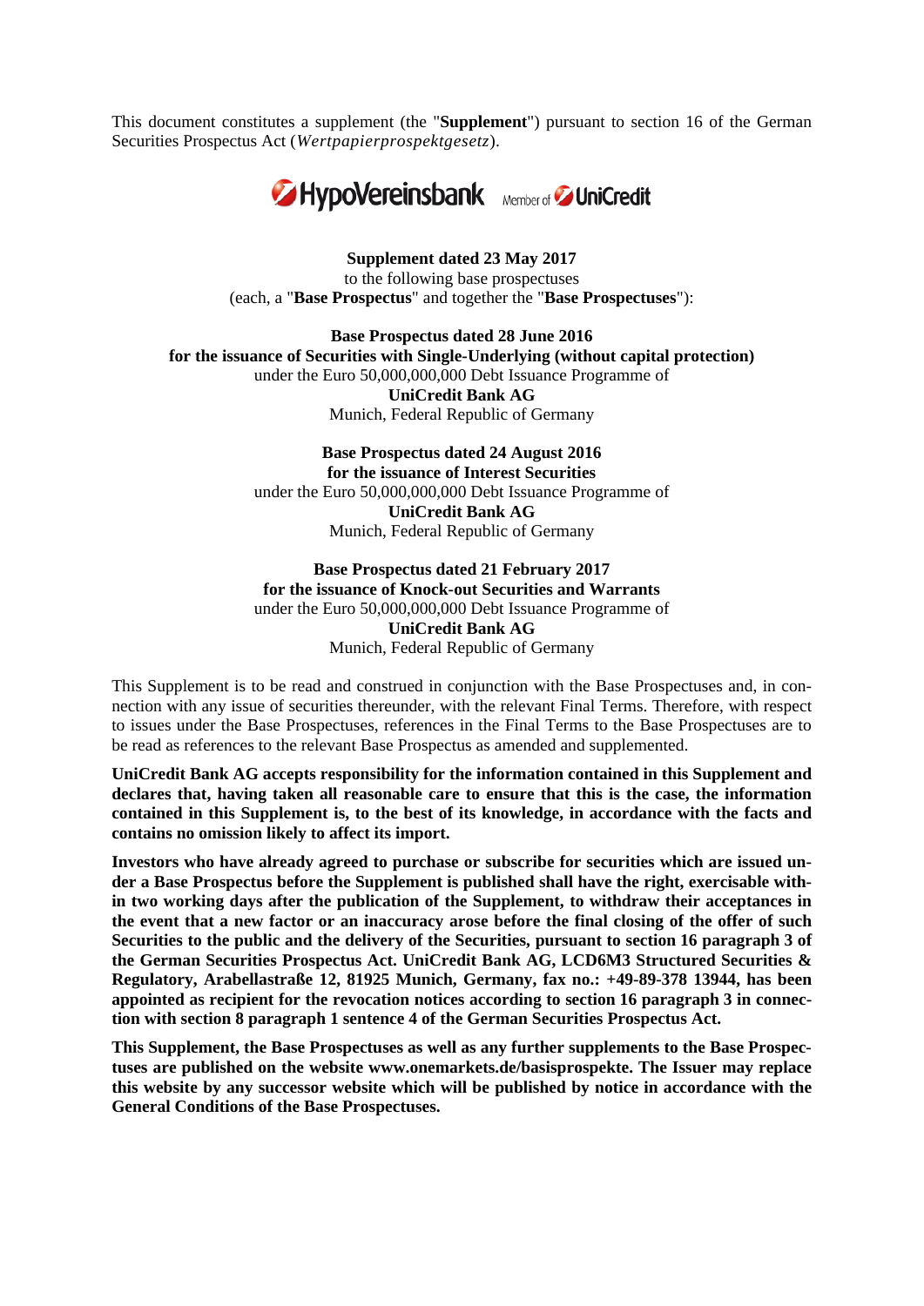This document constitutes a supplement (the "**Supplement**") pursuant to section 16 of the German Securities Prospectus Act (*Wertpapierprospektgesetz*).

HypoVereinsbank Member of UniCredit

**Supplement dated 23 May 2017**
to the following base prospectuses
(each, a "**Base Prospectus**" and together the "**Base Prospectuses**"):

**Base Prospectus dated 28 June 2016**
**for the issuance of Securities with Single-Underlying (without capital protection)**
under the Euro 50,000,000,000 Debt Issuance Programme of
**UniCredit Bank AG**
Munich, Federal Republic of Germany

**Base Prospectus dated 24 August 2016**
**for the issuance of Interest Securities**
under the Euro 50,000,000,000 Debt Issuance Programme of
**UniCredit Bank AG**
Munich, Federal Republic of Germany

**Base Prospectus dated 21 February 2017**
**for the issuance of Knock-out Securities and Warrants**
under the Euro 50,000,000,000 Debt Issuance Programme of
**UniCredit Bank AG**
Munich, Federal Republic of Germany

This Supplement is to be read and construed in conjunction with the Base Prospectuses and, in connection with any issue of securities thereunder, with the relevant Final Terms. Therefore, with respect to issues under the Base Prospectuses, references in the Final Terms to the Base Prospectuses are to be read as references to the relevant Base Prospectus as amended and supplemented.

**UniCredit Bank AG accepts responsibility for the information contained in this Supplement and declares that, having taken all reasonable care to ensure that this is the case, the information contained in this Supplement is, to the best of its knowledge, in accordance with the facts and contains no omission likely to affect its import.**

**Investors who have already agreed to purchase or subscribe for securities which are issued under a Base Prospectus before the Supplement is published shall have the right, exercisable within two working days after the publication of the Supplement, to withdraw their acceptances in the event that a new factor or an inaccuracy arose before the final closing of the offer of such Securities to the public and the delivery of the Securities, pursuant to section 16 paragraph 3 of the German Securities Prospectus Act. UniCredit Bank AG, LCD6M3 Structured Securities & Regulatory, Arabellastraße 12, 81925 Munich, Germany, fax no.: +49-89-378 13944, has been appointed as recipient for the revocation notices according to section 16 paragraph 3 in connection with section 8 paragraph 1 sentence 4 of the German Securities Prospectus Act.**

**This Supplement, the Base Prospectuses as well as any further supplements to the Base Prospectuses are published on the website www.onemarkets.de/basisprospekte. The Issuer may replace this website by any successor website which will be published by notice in accordance with the General Conditions of the Base Prospectuses.**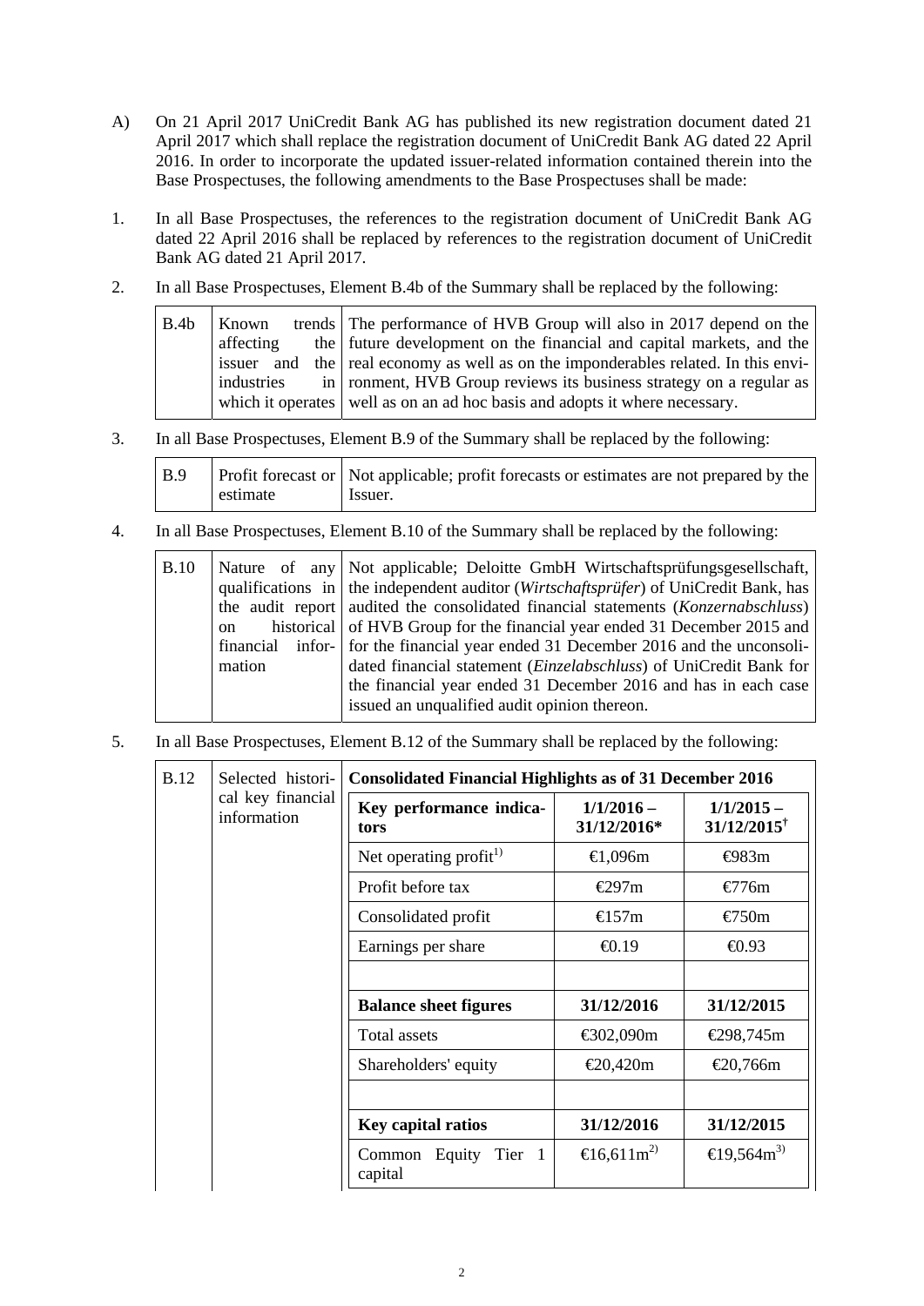A) On 21 April 2017 UniCredit Bank AG has published its new registration document dated 21 April 2017 which shall replace the registration document of UniCredit Bank AG dated 22 April 2016. In order to incorporate the updated issuer-related information contained therein into the Base Prospectuses, the following amendments to the Base Prospectuses shall be made:

1. In all Base Prospectuses, the references to the registration document of UniCredit Bank AG dated 22 April 2016 shall be replaced by references to the registration document of UniCredit Bank AG dated 21 April 2017.

2. In all Base Prospectuses, Element B.4b of the Summary shall be replaced by the following:

| B.4b | Known trends affecting the issuer and the industries in which it operates | The performance of HVB Group will also in 2017 depend on the future development on the financial and capital markets, and the real economy as well as on the imponderables related. In this environment, HVB Group reviews its business strategy on a regular as well as on an ad hoc basis and adopts it where necessary. |
|---|---|---|

3. In all Base Prospectuses, Element B.9 of the Summary shall be replaced by the following:

| B.9 | Profit forecast or estimate | Not applicable; profit forecasts or estimates are not prepared by the Issuer. |
|---|---|---|

4. In all Base Prospectuses, Element B.10 of the Summary shall be replaced by the following:

| B.10 | Nature of any qualifications in the audit report on historical financial information | Not applicable; Deloitte GmbH Wirtschaftsprüfungsgesellschaft, the independent auditor (*Wirtschaftsprüfer*) of UniCredit Bank, has audited the consolidated financial statements (*Konzernabschluss*) of HVB Group for the financial year ended 31 December 2015 and for the financial year ended 31 December 2016 and the unconsolidated financial statement (*Einzelabschluss*) of UniCredit Bank for the financial year ended 31 December 2016 and has in each case issued an unqualified audit opinion thereon. |
|---|---|---|

5. In all Base Prospectuses, Element B.12 of the Summary shall be replaced by the following:

| B.12 | Selected historical key financial information | **Consolidated Financial Highlights as of 31 December 2016** | | |
|---|---|---|---|---|
| | | **Key performance indicators** | **1/1/2016 – 31/12/2016*** | **1/1/2015 – 31/12/2015†** |
| | | Net operating profit[1)] | €1,096m | €983m |
| | | Profit before tax | €297m | €776m |
| | | Consolidated profit | €157m | €750m |
| | | Earnings per share | €0.19 | €0.93 |
| | | | | |
| | | **Balance sheet figures** | **31/12/2016** | **31/12/2015** |
| | | Total assets | €302,090m | €298,745m |
| | | Shareholders' equity | €20,420m | €20,766m |
| | | | | |
| | | **Key capital ratios** | **31/12/2016** | **31/12/2015** |
| | | Common Equity Tier 1 capital | €16,611m[2)] | €19,564m[3)] |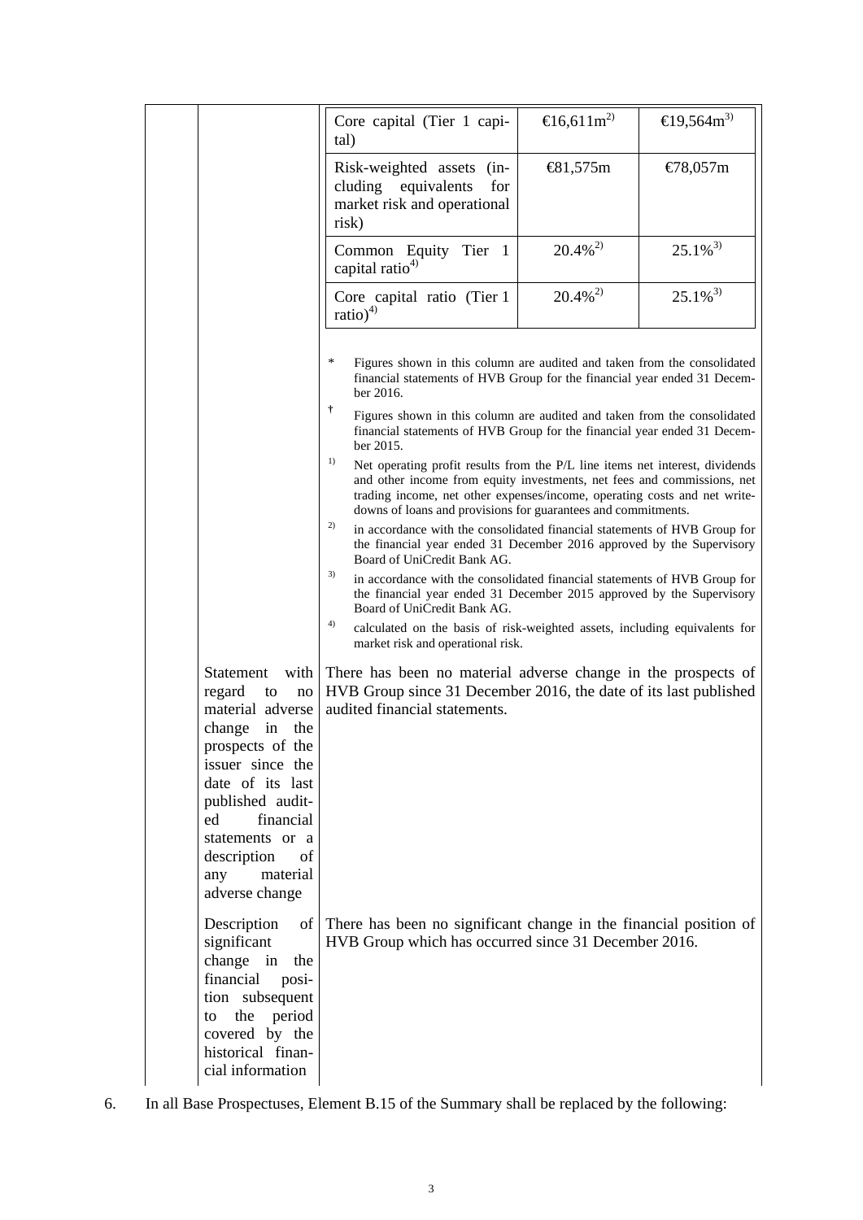| | | | |
|---|---|---|---|
| | Core capital (Tier 1 capital) | €16,611m[2)] | €19,564m[3)] |
| | Risk-weighted assets (including equivalents for market risk and operational risk) | €81,575m | €78,057m |
| | Common Equity Tier 1 capital ratio[4)] | 20.4%[2)] | 25.1%[3)] |
| | Core capital ratio (Tier 1 ratio)[4)] | 20.4%[2)] | 25.1%[3)] |

\* Figures shown in this column are audited and taken from the consolidated financial statements of HVB Group for the financial year ended 31 December 2016.

† Figures shown in this column are audited and taken from the consolidated financial statements of HVB Group for the financial year ended 31 December 2015.

1) Net operating profit results from the P/L line items net interest, dividends and other income from equity investments, net fees and commissions, net trading income, net other expenses/income, operating costs and net write-downs of loans and provisions for guarantees and commitments.

2) in accordance with the consolidated financial statements of HVB Group for the financial year ended 31 December 2016 approved by the Supervisory Board of UniCredit Bank AG.

3) in accordance with the consolidated financial statements of HVB Group for the financial year ended 31 December 2015 approved by the Supervisory Board of UniCredit Bank AG.

4) calculated on the basis of risk-weighted assets, including equivalents for market risk and operational risk.

| | |
|---|---|
| Statement with regard to no material adverse change in the prospects of the issuer since the date of its last published audited financial statements or a description of any material adverse change | There has been no material adverse change in the prospects of HVB Group since 31 December 2016, the date of its last published audited financial statements. |
| Description of significant change in the financial position subsequent to the period covered by the historical financial information | There has been no significant change in the financial position of HVB Group which has occurred since 31 December 2016. |

6. In all Base Prospectuses, Element B.15 of the Summary shall be replaced by the following: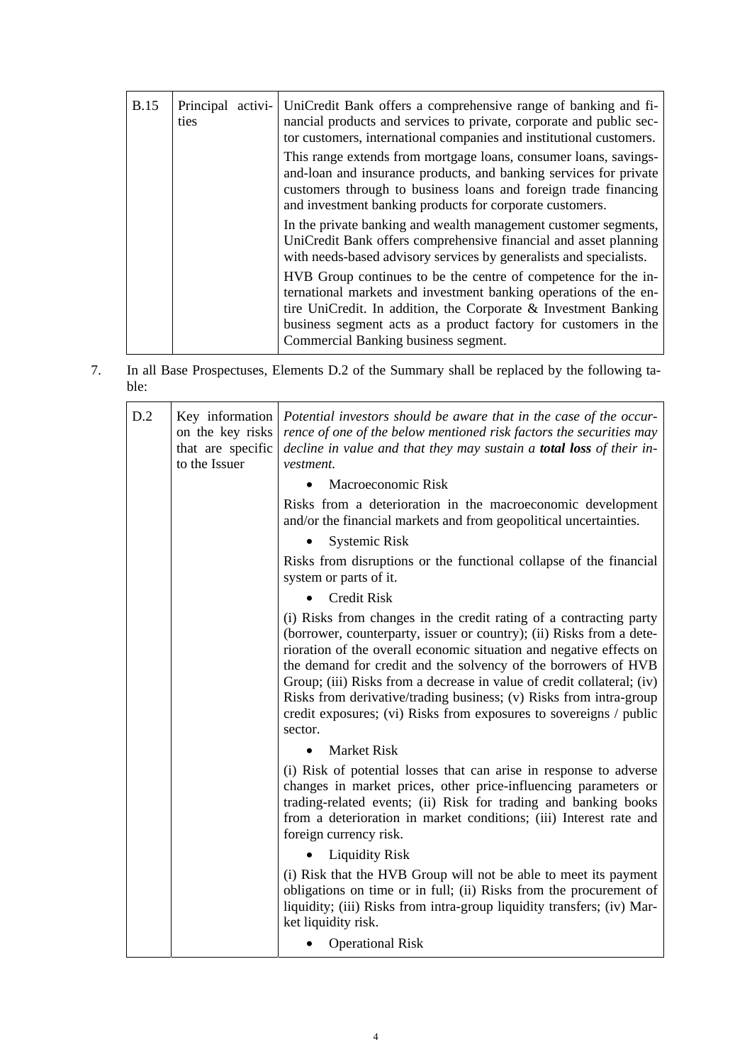| B.15 | Principal activities | UniCredit Bank offers a comprehensive range of banking and financial products and services to private, corporate and public sector customers, international companies and institutional customers.<br><br>This range extends from mortgage loans, consumer loans, savings-and-loan and insurance products, and banking services for private customers through to business loans and foreign trade financing and investment banking products for corporate customers.<br><br>In the private banking and wealth management customer segments, UniCredit Bank offers comprehensive financial and asset planning with needs-based advisory services by generalists and specialists.<br><br>HVB Group continues to be the centre of competence for the international markets and investment banking operations of the entire UniCredit. In addition, the Corporate & Investment Banking business segment acts as a product factory for customers in the Commercial Banking business segment. |
|---|---|---|

7. In all Base Prospectuses, Elements D.2 of the Summary shall be replaced by the following table:

| D.2 | Key information on the key risks that are specific to the Issuer | *Potential investors should be aware that in the case of the occurrence of one of the below mentioned risk factors the securities may decline in value and that they may sustain a **total loss** of their investment.*<br><br>• Macroeconomic Risk<br><br>Risks from a deterioration in the macroeconomic development and/or the financial markets and from geopolitical uncertainties.<br><br>• Systemic Risk<br><br>Risks from disruptions or the functional collapse of the financial system or parts of it.<br><br>• Credit Risk<br><br>(i) Risks from changes in the credit rating of a contracting party (borrower, counterparty, issuer or country); (ii) Risks from a deterioration of the overall economic situation and negative effects on the demand for credit and the solvency of the borrowers of HVB Group; (iii) Risks from a decrease in value of credit collateral; (iv) Risks from derivative/trading business; (v) Risks from intra-group credit exposures; (vi) Risks from exposures to sovereigns / public sector.<br><br>• Market Risk<br><br>(i) Risk of potential losses that can arise in response to adverse changes in market prices, other price-influencing parameters or trading-related events; (ii) Risk for trading and banking books from a deterioration in market conditions; (iii) Interest rate and foreign currency risk.<br><br>• Liquidity Risk<br><br>(i) Risk that the HVB Group will not be able to meet its payment obligations on time or in full; (ii) Risks from the procurement of liquidity; (iii) Risks from intra-group liquidity transfers; (iv) Market liquidity risk.<br><br>• Operational Risk |
|---|---|---|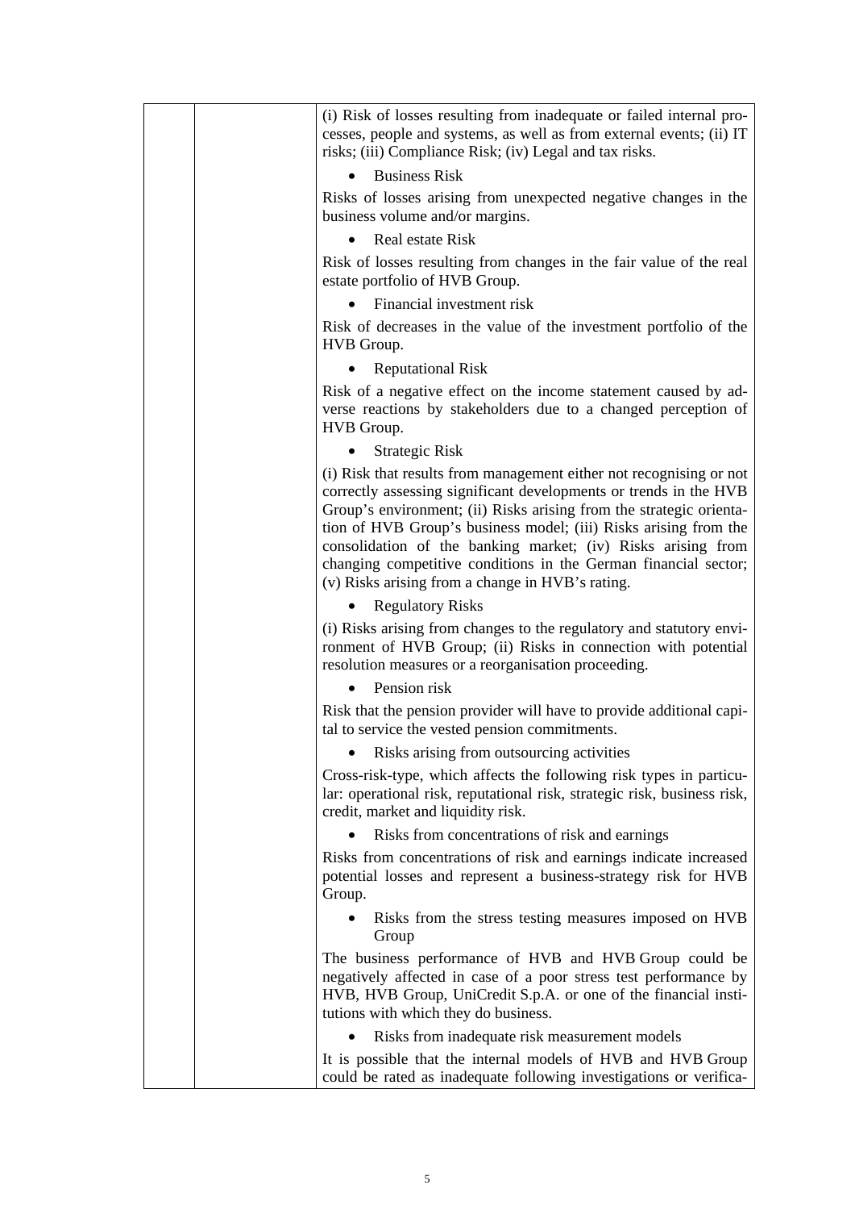| | | (i) Risk of losses resulting from inadequate or failed internal processes, people and systems, as well as from external events; (ii) IT risks; (iii) Compliance Risk; (iv) Legal and tax risks.<br><br>• Business Risk<br><br>Risks of losses arising from unexpected negative changes in the business volume and/or margins.<br><br>• Real estate Risk<br><br>Risk of losses resulting from changes in the fair value of the real estate portfolio of HVB Group.<br><br>• Financial investment risk<br><br>Risk of decreases in the value of the investment portfolio of the HVB Group.<br><br>• Reputational Risk<br><br>Risk of a negative effect on the income statement caused by adverse reactions by stakeholders due to a changed perception of HVB Group.<br><br>• Strategic Risk<br><br>(i) Risk that results from management either not recognising or not correctly assessing significant developments or trends in the HVB Group's environment; (ii) Risks arising from the strategic orientation of HVB Group's business model; (iii) Risks arising from the consolidation of the banking market; (iv) Risks arising from changing competitive conditions in the German financial sector; (v) Risks arising from a change in HVB's rating.<br><br>• Regulatory Risks<br><br>(i) Risks arising from changes to the regulatory and statutory environment of HVB Group; (ii) Risks in connection with potential resolution measures or a reorganisation proceeding.<br><br>• Pension risk<br><br>Risk that the pension provider will have to provide additional capital to service the vested pension commitments.<br><br>• Risks arising from outsourcing activities<br><br>Cross-risk-type, which affects the following risk types in particular: operational risk, reputational risk, strategic risk, business risk, credit, market and liquidity risk.<br><br>• Risks from concentrations of risk and earnings<br><br>Risks from concentrations of risk and earnings indicate increased potential losses and represent a business-strategy risk for HVB Group.<br><br>• Risks from the stress testing measures imposed on HVB Group<br><br>The business performance of HVB and HVB Group could be negatively affected in case of a poor stress test performance by HVB, HVB Group, UniCredit S.p.A. or one of the financial institutions with which they do business.<br><br>• Risks from inadequate risk measurement models<br><br>It is possible that the internal models of HVB and HVB Group could be rated as inadequate following investigations or verifica- |
|---|---|---|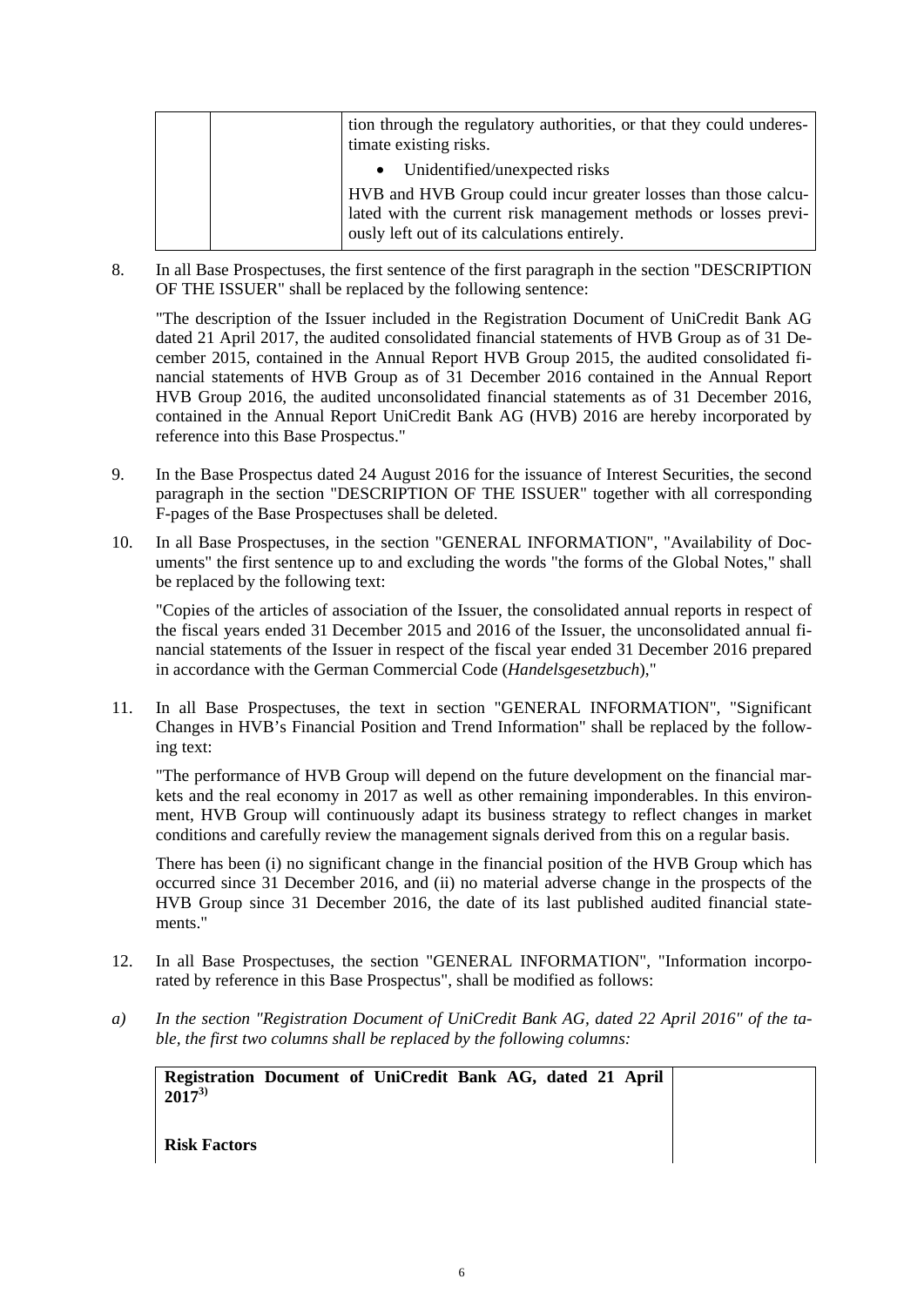| | | tion through the regulatory authorities, or that they could underestimate existing risks.<br>• Unidentified/unexpected risks<br>HVB and HVB Group could incur greater losses than those calculated with the current risk management methods or losses previously left out of its calculations entirely. |
|---|---|---|

8. In all Base Prospectuses, the first sentence of the first paragraph in the section "DESCRIPTION OF THE ISSUER" shall be replaced by the following sentence:

   "The description of the Issuer included in the Registration Document of UniCredit Bank AG dated 21 April 2017, the audited consolidated financial statements of HVB Group as of 31 December 2015, contained in the Annual Report HVB Group 2015, the audited consolidated financial statements of HVB Group as of 31 December 2016 contained in the Annual Report HVB Group 2016, the audited unconsolidated financial statements as of 31 December 2016, contained in the Annual Report UniCredit Bank AG (HVB) 2016 are hereby incorporated by reference into this Base Prospectus."

9. In the Base Prospectus dated 24 August 2016 for the issuance of Interest Securities, the second paragraph in the section "DESCRIPTION OF THE ISSUER" together with all corresponding F-pages of the Base Prospectuses shall be deleted.

10. In all Base Prospectuses, in the section "GENERAL INFORMATION", "Availability of Documents" the first sentence up to and excluding the words "the forms of the Global Notes," shall be replaced by the following text:

    "Copies of the articles of association of the Issuer, the consolidated annual reports in respect of the fiscal years ended 31 December 2015 and 2016 of the Issuer, the unconsolidated annual financial statements of the Issuer in respect of the fiscal year ended 31 December 2016 prepared in accordance with the German Commercial Code (*Handelsgesetzbuch*),"

11. In all Base Prospectuses, the text in section "GENERAL INFORMATION", "Significant Changes in HVB's Financial Position and Trend Information" shall be replaced by the following text:

    "The performance of HVB Group will depend on the future development on the financial markets and the real economy in 2017 as well as other remaining imponderables. In this environment, HVB Group will continuously adapt its business strategy to reflect changes in market conditions and carefully review the management signals derived from this on a regular basis.

    There has been (i) no significant change in the financial position of the HVB Group which has occurred since 31 December 2016, and (ii) no material adverse change in the prospects of the HVB Group since 31 December 2016, the date of its last published audited financial statements."

12. In all Base Prospectuses, the section "GENERAL INFORMATION", "Information incorporated by reference in this Base Prospectus", shall be modified as follows:

*a) In the section "Registration Document of UniCredit Bank AG, dated 22 April 2016" of the table, the first two columns shall be replaced by the following columns:*

| **Registration Document of UniCredit Bank AG, dated 21 April 2017[3)]** | |
|---|---|
| **Risk Factors** | |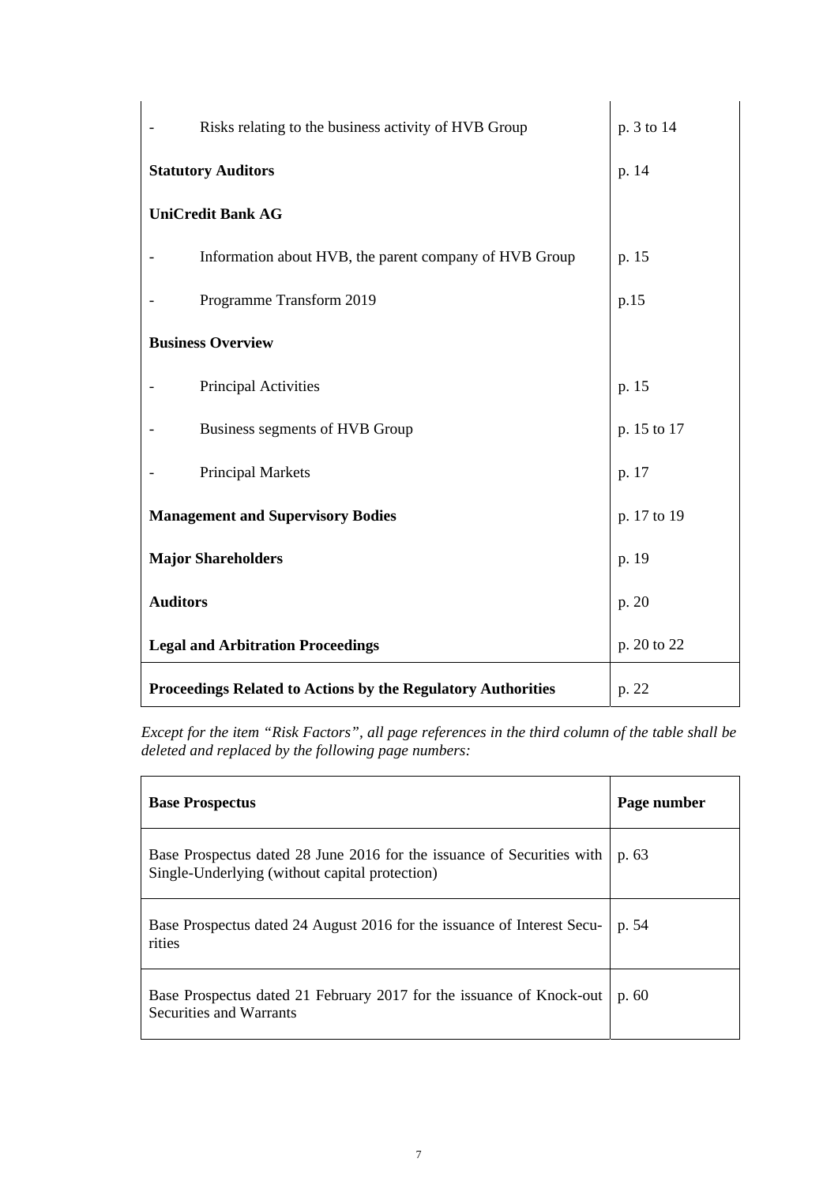| | |
|---|---|
| - Risks relating to the business activity of HVB Group | p. 3 to 14 |
| **Statutory Auditors** | p. 14 |
| **UniCredit Bank AG** | |
| - Information about HVB, the parent company of HVB Group | p. 15 |
| - Programme Transform 2019 | p.15 |
| **Business Overview** | |
| - Principal Activities | p. 15 |
| - Business segments of HVB Group | p. 15 to 17 |
| - Principal Markets | p. 17 |
| **Management and Supervisory Bodies** | p. 17 to 19 |
| **Major Shareholders** | p. 19 |
| **Auditors** | p. 20 |
| **Legal and Arbitration Proceedings** | p. 20 to 22 |
| **Proceedings Related to Actions by the Regulatory Authorities** | p. 22 |

*Except for the item "Risk Factors", all page references in the third column of the table shall be deleted and replaced by the following page numbers:*

| **Base Prospectus** | **Page number** |
|---|---|
| Base Prospectus dated 28 June 2016 for the issuance of Securities with Single-Underlying (without capital protection) | p. 63 |
| Base Prospectus dated 24 August 2016 for the issuance of Interest Securities | p. 54 |
| Base Prospectus dated 21 February 2017 for the issuance of Knock-out Securities and Warrants | p. 60 |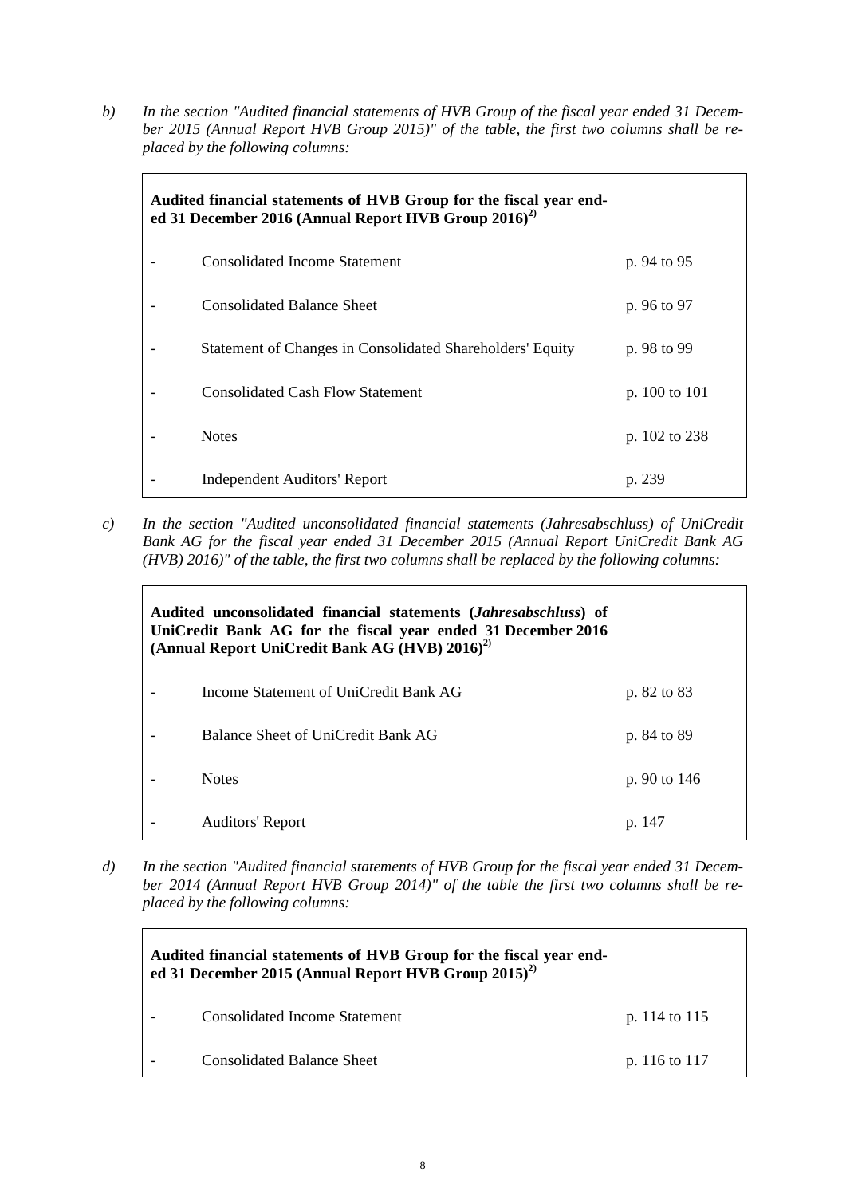*b) In the section "Audited financial statements of HVB Group of the fiscal year ended 31 December 2015 (Annual Report HVB Group 2015)" of the table, the first two columns shall be replaced by the following columns:*

| **Audited financial statements of HVB Group for the fiscal year ended 31 December 2016 (Annual Report HVB Group 2016)[2)]** | |
|---|---|
| - Consolidated Income Statement | p. 94 to 95 |
| - Consolidated Balance Sheet | p. 96 to 97 |
| - Statement of Changes in Consolidated Shareholders' Equity | p. 98 to 99 |
| - Consolidated Cash Flow Statement | p. 100 to 101 |
| - Notes | p. 102 to 238 |
| - Independent Auditors' Report | p. 239 |

*c) In the section "Audited unconsolidated financial statements (Jahresabschluss) of UniCredit Bank AG for the fiscal year ended 31 December 2015 (Annual Report UniCredit Bank AG (HVB) 2016)" of the table, the first two columns shall be replaced by the following columns:*

| **Audited unconsolidated financial statements (*Jahresabschluss*) of UniCredit Bank AG for the fiscal year ended 31 December 2016 (Annual Report UniCredit Bank AG (HVB) 2016)[2)]** | |
|---|---|
| - Income Statement of UniCredit Bank AG | p. 82 to 83 |
| - Balance Sheet of UniCredit Bank AG | p. 84 to 89 |
| - Notes | p. 90 to 146 |
| - Auditors' Report | p. 147 |

*d) In the section "Audited financial statements of HVB Group for the fiscal year ended 31 December 2014 (Annual Report HVB Group 2014)" of the table the first two columns shall be replaced by the following columns:*

| **Audited financial statements of HVB Group for the fiscal year ended 31 December 2015 (Annual Report HVB Group 2015)[2)]** | |
|---|---|
| - Consolidated Income Statement | p. 114 to 115 |
| - Consolidated Balance Sheet | p. 116 to 117 |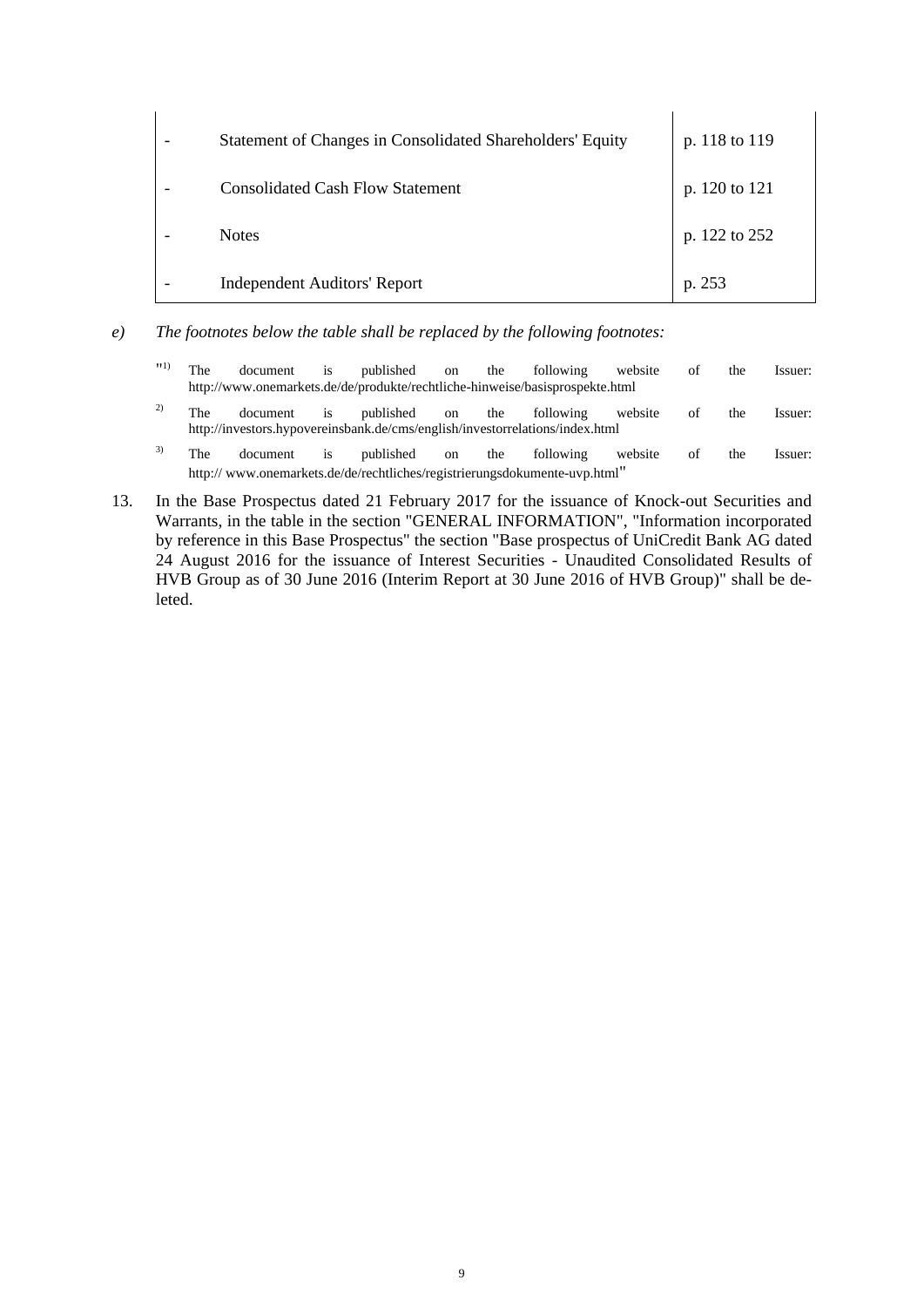| | | |
|---|---|---|
| - | Statement of Changes in Consolidated Shareholders' Equity | p. 118 to 119 |
| - | Consolidated Cash Flow Statement | p. 120 to 121 |
| - | Notes | p. 122 to 252 |
| - | Independent Auditors' Report | p. 253 |

e) *The footnotes below the table shall be replaced by the following footnotes:*

"[1] The document is published on the following website of the Issuer: http://www.onemarkets.de/de/produkte/rechtliche-hinweise/basisprospekte.html

[2] The document is published on the following website of the Issuer: http://investors.hypovereinsbank.de/cms/english/investorrelations/index.html

[3] The document is published on the following website of the Issuer: http:// www.onemarkets.de/de/rechtliches/registrierungsdokumente-uvp.html"

13. In the Base Prospectus dated 21 February 2017 for the issuance of Knock-out Securities and Warrants, in the table in the section "GENERAL INFORMATION", "Information incorporated by reference in this Base Prospectus" the section "Base prospectus of UniCredit Bank AG dated 24 August 2016 for the issuance of Interest Securities - Unaudited Consolidated Results of HVB Group as of 30 June 2016 (Interim Report at 30 June 2016 of HVB Group)" shall be deleted.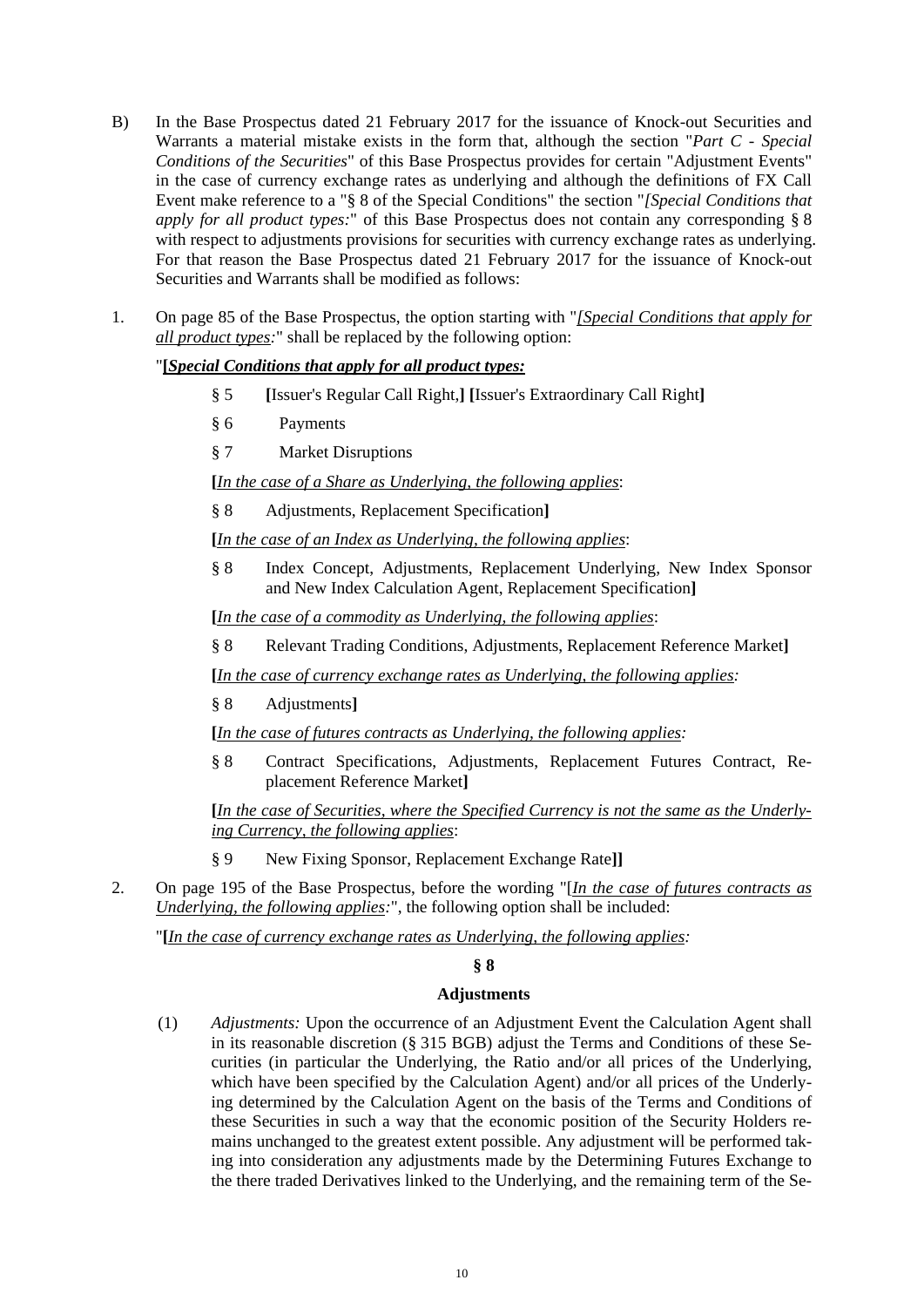B) In the Base Prospectus dated 21 February 2017 for the issuance of Knock-out Securities and Warrants a material mistake exists in the form that, although the section "*Part C - Special Conditions of the Securities*" of this Base Prospectus provides for certain "Adjustment Events" in the case of currency exchange rates as underlying and although the definitions of FX Call Event make reference to a "§ 8 of the Special Conditions" the section "*[Special Conditions that apply for all product types:*" of this Base Prospectus does not contain any corresponding § 8 with respect to adjustments provisions for securities with currency exchange rates as underlying. For that reason the Base Prospectus dated 21 February 2017 for the issuance of Knock-out Securities and Warrants shall be modified as follows:

1. On page 85 of the Base Prospectus, the option starting with "*[Special Conditions that apply for all product types:*" shall be replaced by the following option:

"**[*Special Conditions that apply for all product types:***

§ 5 **[**Issuer's Regular Call Right,**]** **[**Issuer's Extraordinary Call Right**]**

§ 6 Payments

§ 7 Market Disruptions

**[***In the case of a Share as Underlying, the following applies*:

§ 8 Adjustments, Replacement Specification**]**

**[***In the case of an Index as Underlying, the following applies*:

§ 8 Index Concept, Adjustments, Replacement Underlying, New Index Sponsor and New Index Calculation Agent, Replacement Specification**]**

**[***In the case of a commodity as Underlying, the following applies*:

§ 8 Relevant Trading Conditions, Adjustments, Replacement Reference Market**]**

**[***In the case of currency exchange rates as Underlying, the following applies:*

§ 8 Adjustments**]**

**[***In the case of futures contracts as Underlying, the following applies:*

§ 8 Contract Specifications, Adjustments, Replacement Futures Contract, Replacement Reference Market**]**

**[***In the case of Securities, where the Specified Currency is not the same as the Underlying Currency, the following applies*:

§ 9 New Fixing Sponsor, Replacement Exchange Rate**]]**

2. On page 195 of the Base Prospectus, before the wording "[*In the case of futures contracts as Underlying, the following applies:*", the following option shall be included:

"**[***In the case of currency exchange rates as Underlying, the following applies:*

**§ 8**

**Adjustments**

(1) *Adjustments:* Upon the occurrence of an Adjustment Event the Calculation Agent shall in its reasonable discretion (§ 315 BGB) adjust the Terms and Conditions of these Securities (in particular the Underlying, the Ratio and/or all prices of the Underlying, which have been specified by the Calculation Agent) and/or all prices of the Underlying determined by the Calculation Agent on the basis of the Terms and Conditions of these Securities in such a way that the economic position of the Security Holders remains unchanged to the greatest extent possible. Any adjustment will be performed taking into consideration any adjustments made by the Determining Futures Exchange to the there traded Derivatives linked to the Underlying, and the remaining term of the Se-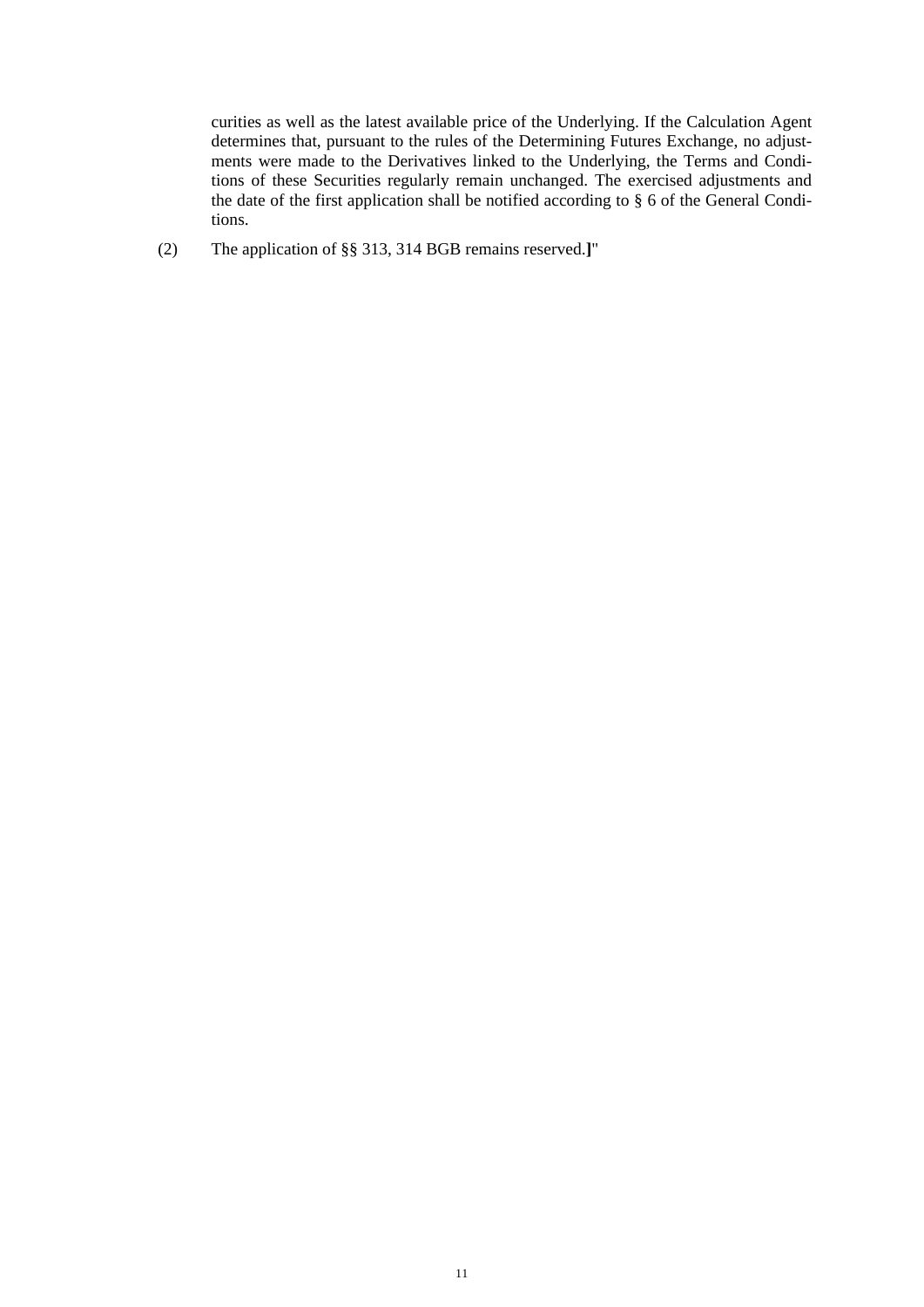curities as well as the latest available price of the Underlying. If the Calculation Agent determines that, pursuant to the rules of the Determining Futures Exchange, no adjustments were made to the Derivatives linked to the Underlying, the Terms and Conditions of these Securities regularly remain unchanged. The exercised adjustments and the date of the first application shall be notified according to § 6 of the General Conditions.

(2) The application of §§ 313, 314 BGB remains reserved.**]**"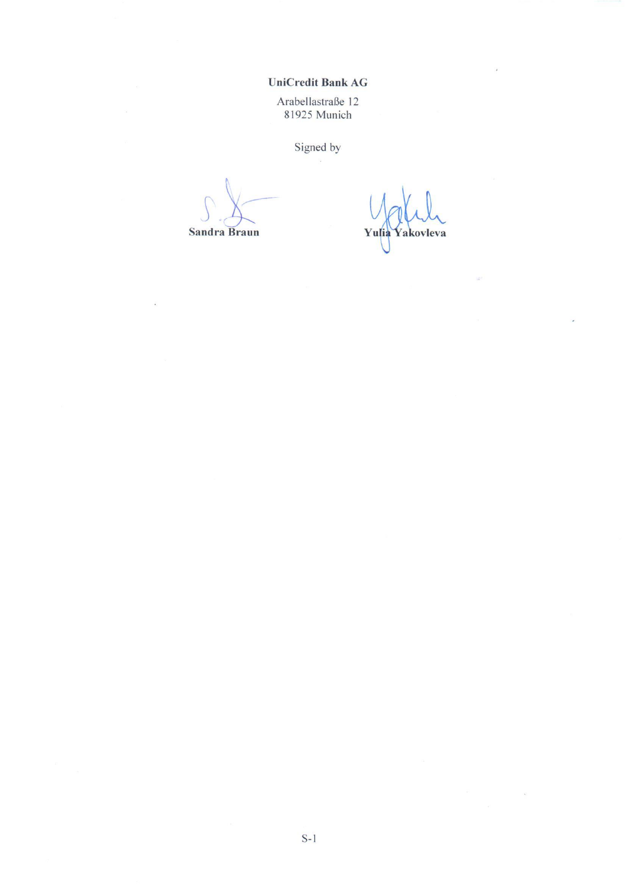**UniCredit Bank AG**

Arabellastraße 12
81925 Munich

Signed by

**Sandra Braun**

**Yulia Yakovleva**